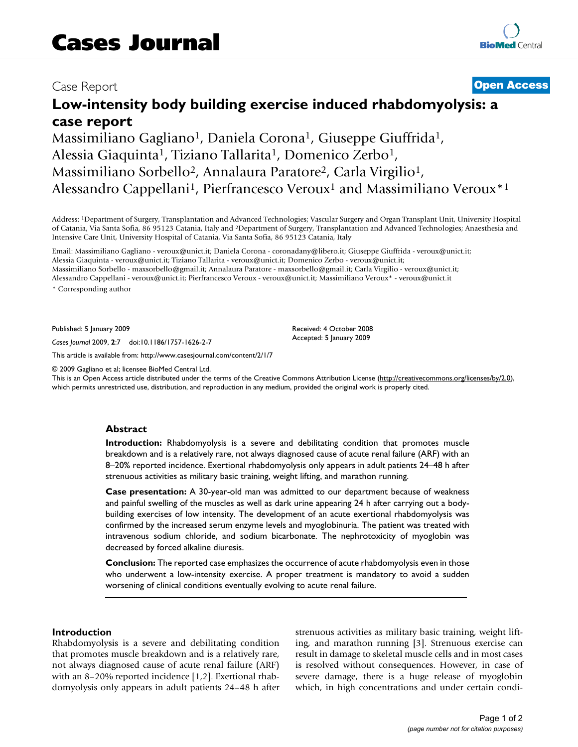Case Report

**Open Access**

# Low-intensity body building exercise induced rhabdomyolysis: a case report

Massimiliano Gagliano[1], Daniela Corona[1], Giuseppe Giuffrida[1], Alessia Giaquinta[1], Tiziano Tallarita[1], Domenico Zerbo[1], Massimiliano Sorbello[2], Annalaura Paratore[2], Carla Virgilio[1], Alessandro Cappellani[1], Pierfrancesco Veroux[1] and Massimiliano Veroux*[1]

Address: [1]Department of Surgery, Transplantation and Advanced Technologies; Vascular Surgery and Organ Transplant Unit, University Hospital of Catania, Via Santa Sofia, 86 95123 Catania, Italy and [2]Department of Surgery, Transplantation and Advanced Technologies; Anaesthesia and Intensive Care Unit, University Hospital of Catania, Via Santa Sofia, 86 95123 Catania, Italy

Email: Massimiliano Gagliano - veroux@unict.it; Daniela Corona - coronadany@libero.it; Giuseppe Giuffrida - veroux@unict.it; Alessia Giaquinta - veroux@unict.it; Tiziano Tallarita - veroux@unict.it; Domenico Zerbo - veroux@unict.it; Massimiliano Sorbello - maxsorbello@gmail.it; Annalaura Paratore - maxsorbello@gmail.it; Carla Virgilio - veroux@unict.it; Alessandro Cappellani - veroux@unict.it; Pierfrancesco Veroux - veroux@unict.it; Massimiliano Veroux* - veroux@unict.it

\* Corresponding author

Published: 5 January 2009

*Cases Journal* 2009, **2**:7 doi:10.1186/1757-1626-2-7

Received: 4 October 2008
Accepted: 5 January 2009

This article is available from: http://www.casesjournal.com/content/2/1/7

© 2009 Gagliano et al; licensee BioMed Central Ltd.
This is an Open Access article distributed under the terms of the Creative Commons Attribution License (http://creativecommons.org/licenses/by/2.0), which permits unrestricted use, distribution, and reproduction in any medium, provided the original work is properly cited.

## Abstract

**Introduction:** Rhabdomyolysis is a severe and debilitating condition that promotes muscle breakdown and is a relatively rare, not always diagnosed cause of acute renal failure (ARF) with an 8–20% reported incidence. Exertional rhabdomyolysis only appears in adult patients 24–48 h after strenuous activities as military basic training, weight lifting, and marathon running.

**Case presentation:** A 30-year-old man was admitted to our department because of weakness and painful swelling of the muscles as well as dark urine appearing 24 h after carrying out a body-building exercises of low intensity. The development of an acute exertional rhabdomyolysis was confirmed by the increased serum enzyme levels and myoglobinuria. The patient was treated with intravenous sodium chloride, and sodium bicarbonate. The nephrotoxicity of myoglobin was decreased by forced alkaline diuresis.

**Conclusion:** The reported case emphasizes the occurrence of acute rhabdomyolysis even in those who underwent a low-intensity exercise. A proper treatment is mandatory to avoid a sudden worsening of clinical conditions eventually evolving to acute renal failure.

## Introduction

Rhabdomyolysis is a severe and debilitating condition that promotes muscle breakdown and is a relatively rare, not always diagnosed cause of acute renal failure (ARF) with an 8–20% reported incidence [1,2]. Exertional rhabdomyolysis only appears in adult patients 24–48 h after strenuous activities as military basic training, weight lifting, and marathon running [3]. Strenuous exercise can result in damage to skeletal muscle cells and in most cases is resolved without consequences. However, in case of severe damage, there is a huge release of myoglobin which, in high concentrations and under certain condi-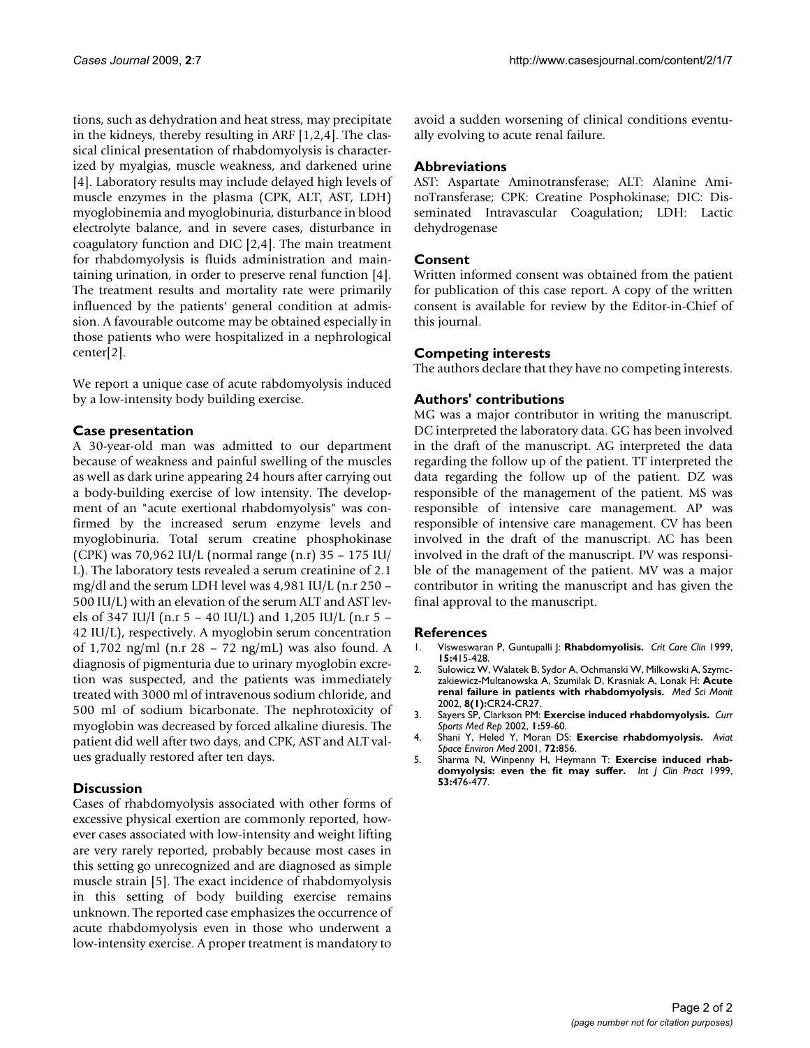tions, such as dehydration and heat stress, may precipitate in the kidneys, thereby resulting in ARF [1,2,4]. The classical clinical presentation of rhabdomyolysis is characterized by myalgias, muscle weakness, and darkened urine [4]. Laboratory results may include delayed high levels of muscle enzymes in the plasma (CPK, ALT, AST, LDH) myoglobinemia and myoglobinuria, disturbance in blood electrolyte balance, and in severe cases, disturbance in coagulatory function and DIC [2,4]. The main treatment for rhabdomyolysis is fluids administration and maintaining urination, in order to preserve renal function [4]. The treatment results and mortality rate were primarily influenced by the patients' general condition at admission. A favourable outcome may be obtained especially in those patients who were hospitalized in a nephrological center[2].

We report a unique case of acute rabdomyolysis induced by a low-intensity body building exercise.

## Case presentation

A 30-year-old man was admitted to our department because of weakness and painful swelling of the muscles as well as dark urine appearing 24 hours after carrying out a body-building exercise of low intensity. The development of an "acute exertional rhabdomyolysis" was confirmed by the increased serum enzyme levels and myoglobinuria. Total serum creatine phosphokinase (CPK) was 70,962 IU/L (normal range (n.r) 35 – 175 IU/L). The laboratory tests revealed a serum creatinine of 2.1 mg/dl and the serum LDH level was 4,981 IU/L (n.r 250 – 500 IU/L) with an elevation of the serum ALT and AST levels of 347 IU/l (n.r 5 – 40 IU/L) and 1,205 IU/L (n.r 5 – 42 IU/L), respectively. A myoglobin serum concentration of 1,702 ng/ml (n.r 28 – 72 ng/mL) was also found. A diagnosis of pigmenturia due to urinary myoglobin excretion was suspected, and the patients was immediately treated with 3000 ml of intravenous sodium chloride, and 500 ml of sodium bicarbonate. The nephrotoxicity of myoglobin was decreased by forced alkaline diuresis. The patient did well after two days, and CPK, AST and ALT values gradually restored after ten days.

## Discussion

Cases of rhabdomyolysis associated with other forms of excessive physical exertion are commonly reported, however cases associated with low-intensity and weight lifting are very rarely reported, probably because most cases in this setting go unrecognized and are diagnosed as simple muscle strain [5]. The exact incidence of rhabdomyolysis in this setting of body building exercise remains unknown. The reported case emphasizes the occurrence of acute rhabdomyolysis even in those who underwent a low-intensity exercise. A proper treatment is mandatory to avoid a sudden worsening of clinical conditions eventually evolving to acute renal failure.

## Abbreviations

AST: Aspartate Aminotransferase; ALT: Alanine AminoTransferase; CPK: Creatine Posphokinase; DIC: Disseminated Intravascular Coagulation; LDH: Lactic dehydrogenase

## Consent

Written informed consent was obtained from the patient for publication of this case report. A copy of the written consent is available for review by the Editor-in-Chief of this journal.

## Competing interests

The authors declare that they have no competing interests.

## Authors' contributions

MG was a major contributor in writing the manuscript. DC interpreted the laboratory data. GG has been involved in the draft of the manuscript. AG interpreted the data regarding the follow up of the patient. TT interpreted the data regarding the follow up of the patient. DZ was responsible of the management of the patient. MS was responsible of intensive care management. AP was responsible of intensive care management. CV has been involved in the draft of the manuscript. AC has been involved in the draft of the manuscript. PV was responsible of the management of the patient. MV was a major contributor in writing the manuscript and has given the final approval to the manuscript.

## References

1. Visweswaran P, Guntupalli J: **Rhabdomyolisis.** *Crit Care Clin* 1999, **15:**415-428.
2. Sulowicz W, Walatek B, Sydor A, Ochmanski W, Milkowski A, Szymczakiewicz-Multanowska A, Szumilak D, Krasniak A, Lonak H: **Acute renal failure in patients with rhabdomyolysis.** *Med Sci Monit* 2002, **8(1):**CR24-CR27.
3. Sayers SP, Clarkson PM: **Exercise induced rhabdomyolysis.** *Curr Sports Med Rep* 2002, **1:**59-60.
4. Shani Y, Heled Y, Moran DS: **Exercise rhabdomyolysis.** *Aviat Space Environ Med* 2001, **72:**856.
5. Sharma N, Winpenny H, Heymann T: **Exercise induced rhabdomyolysis: even the fit may suffer.** *Int J Clin Pract* 1999, **53:**476-477.